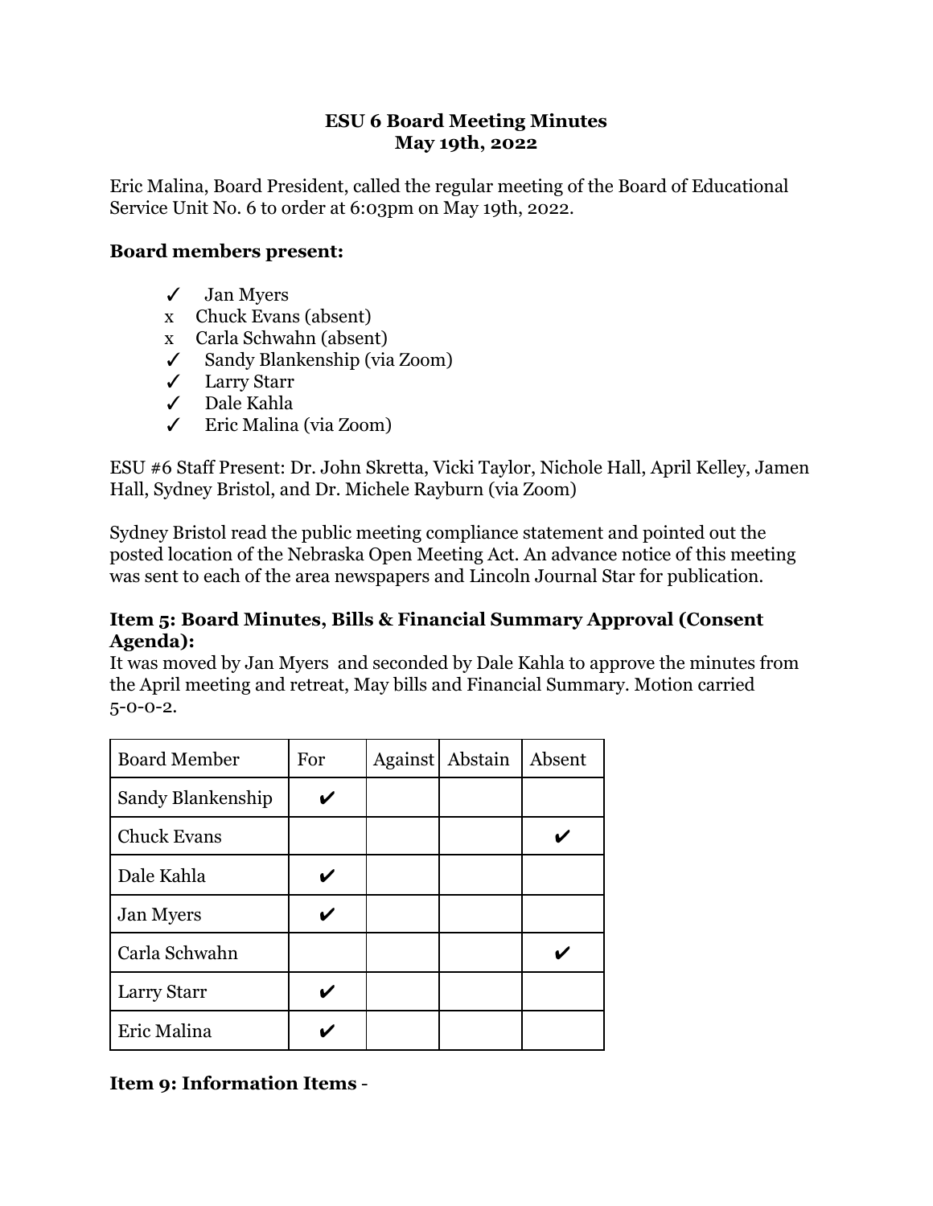# ESU 6 Board Meeting Minutes
## May 19th, 2022

Eric Malina, Board President, called the regular meeting of the Board of Educational Service Unit No. 6 to order at 6:03pm on May 19th, 2022.

**Board members present:**

- ✓ Jan Myers
- x Chuck Evans (absent)
- x Carla Schwahn (absent)
- ✓ Sandy Blankenship (via Zoom)
- ✓ Larry Starr
- ✓ Dale Kahla
- ✓ Eric Malina (via Zoom)

ESU #6 Staff Present: Dr. John Skretta, Vicki Taylor, Nichole Hall, April Kelley, Jamen Hall, Sydney Bristol, and Dr. Michele Rayburn (via Zoom)

Sydney Bristol read the public meeting compliance statement and pointed out the posted location of the Nebraska Open Meeting Act. An advance notice of this meeting was sent to each of the area newspapers and Lincoln Journal Star for publication.

**Item 5: Board Minutes, Bills & Financial Summary Approval (Consent Agenda):**

It was moved by Jan Myers and seconded by Dale Kahla to approve the minutes from the April meeting and retreat, May bills and Financial Summary. Motion carried 5-0-0-2.

| Board Member | For | Against | Abstain | Absent |
| --- | --- | --- | --- | --- |
| Sandy Blankenship | ✔ | | | |
| Chuck Evans | | | | ✔ |
| Dale Kahla | ✔ | | | |
| Jan Myers | ✔ | | | |
| Carla Schwahn | | | | ✔ |
| Larry Starr | ✔ | | | |
| Eric Malina | ✔ | | | |

**Item 9: Information Items** -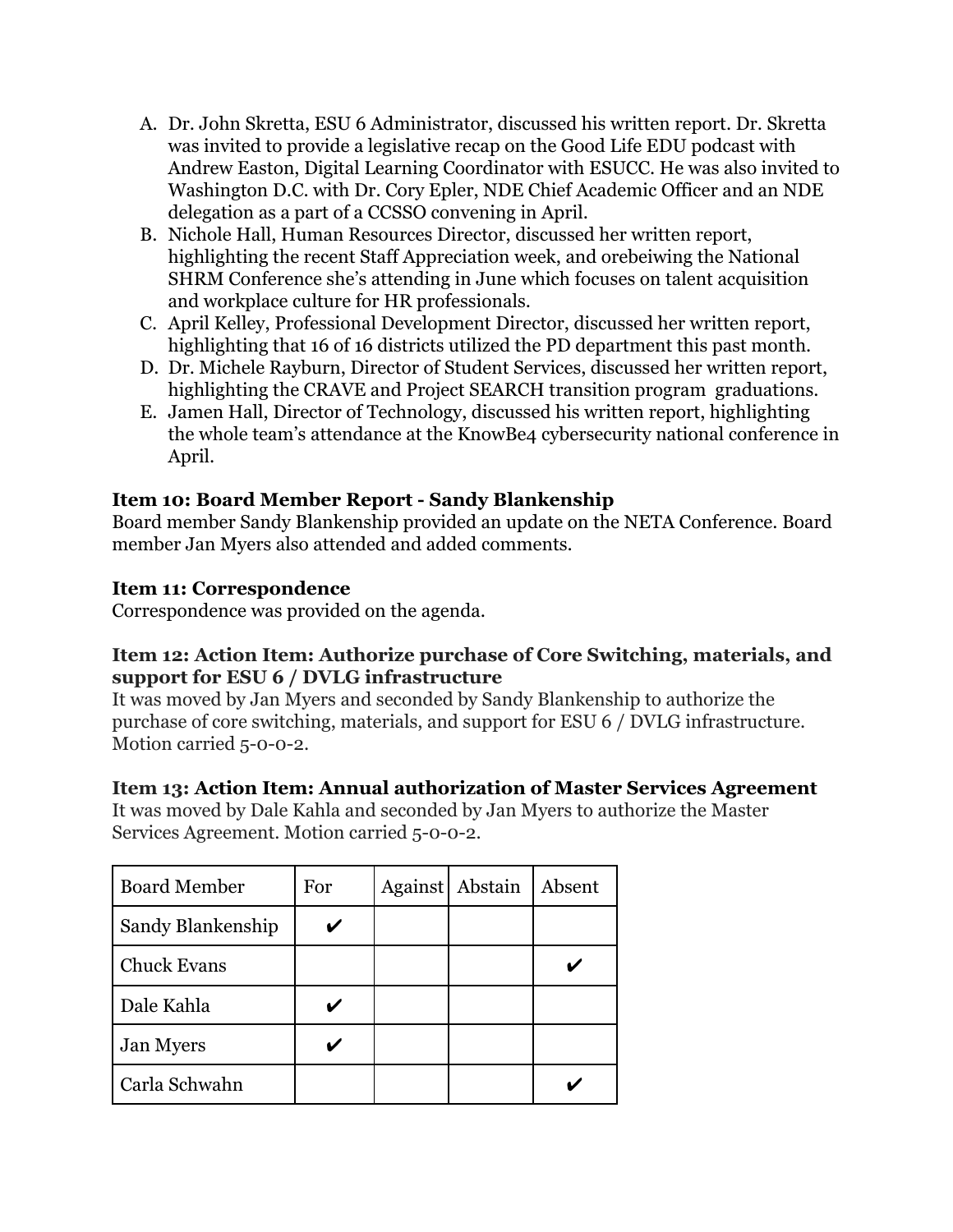A. Dr. John Skretta, ESU 6 Administrator, discussed his written report. Dr. Skretta was invited to provide a legislative recap on the Good Life EDU podcast with Andrew Easton, Digital Learning Coordinator with ESUCC. He was also invited to Washington D.C. with Dr. Cory Epler, NDE Chief Academic Officer and an NDE delegation as a part of a CCSSO convening in April.
B. Nichole Hall, Human Resources Director, discussed her written report, highlighting the recent Staff Appreciation week, and orebeiwing the National SHRM Conference she's attending in June which focuses on talent acquisition and workplace culture for HR professionals.
C. April Kelley, Professional Development Director, discussed her written report, highlighting that 16 of 16 districts utilized the PD department this past month.
D. Dr. Michele Rayburn, Director of Student Services, discussed her written report, highlighting the CRAVE and Project SEARCH transition program graduations.
E. Jamen Hall, Director of Technology, discussed his written report, highlighting the whole team's attendance at the KnowBe4 cybersecurity national conference in April.

**Item 10: Board Member Report - Sandy Blankenship**
Board member Sandy Blankenship provided an update on the NETA Conference. Board member Jan Myers also attended and added comments.

**Item 11: Correspondence**
Correspondence was provided on the agenda.

**Item 12: Action Item: Authorize purchase of Core Switching, materials, and support for ESU 6 / DVLG infrastructure**
It was moved by Jan Myers and seconded by Sandy Blankenship to authorize the purchase of core switching, materials, and support for ESU 6 / DVLG infrastructure. Motion carried 5-0-0-2.

**Item 13: Action Item: Annual authorization of Master Services Agreement**
It was moved by Dale Kahla and seconded by Jan Myers to authorize the Master Services Agreement. Motion carried 5-0-0-2.

| Board Member | For | Against | Abstain | Absent |
|---|---|---|---|---|
| Sandy Blankenship | ✔ | | | |
| Chuck Evans | | | | ✔ |
| Dale Kahla | ✔ | | | |
| Jan Myers | ✔ | | | |
| Carla Schwahn | | | | ✔ |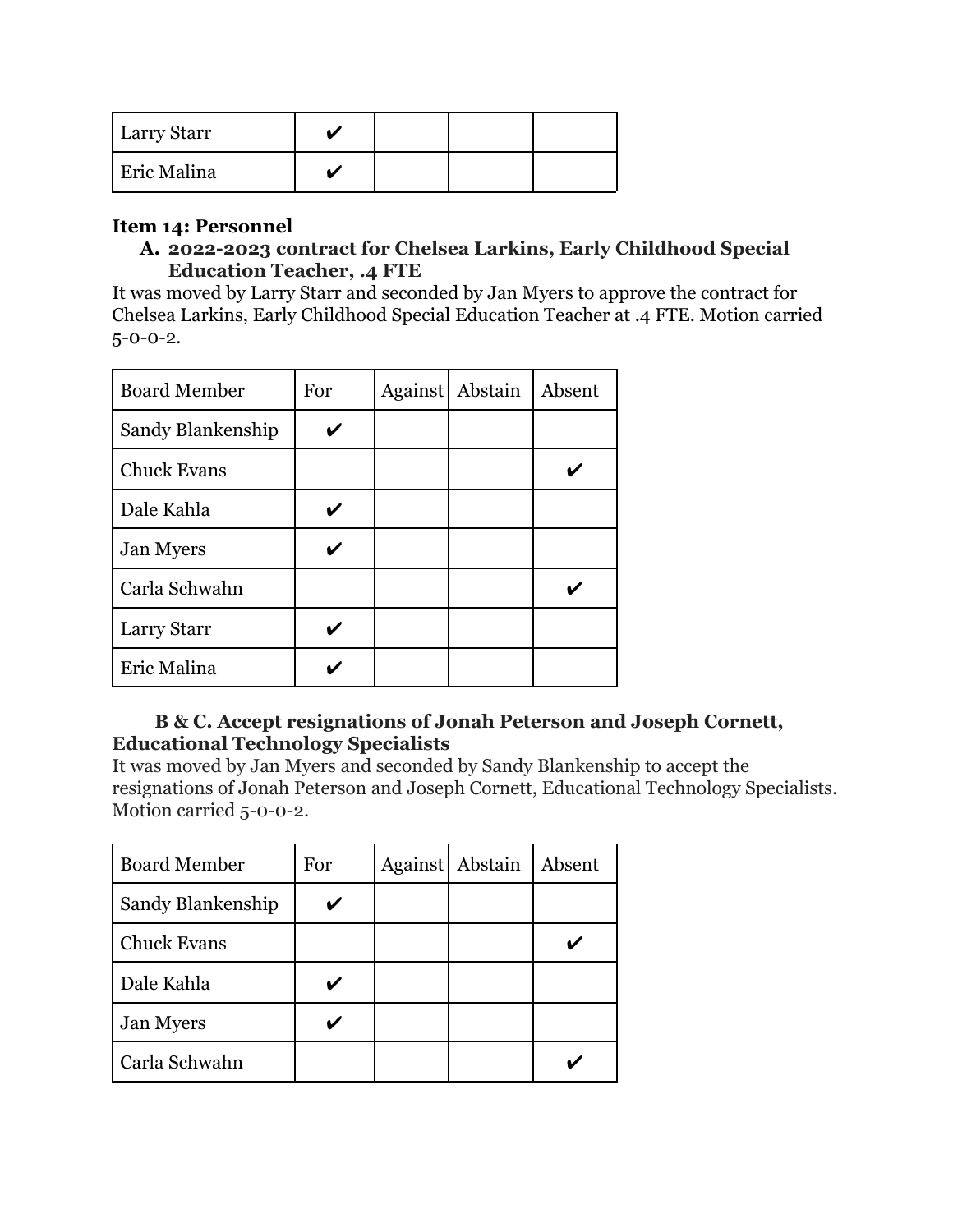| | | | | |
|---|---|---|---|---|
| Larry Starr | ✔ | | | |
| Eric Malina | ✔ | | | |

**Item 14: Personnel**

**A. 2022-2023 contract for Chelsea Larkins, Early Childhood Special Education Teacher, .4 FTE**

It was moved by Larry Starr and seconded by Jan Myers to approve the contract for Chelsea Larkins, Early Childhood Special Education Teacher at .4 FTE. Motion carried 5-0-0-2.

| Board Member | For | Against | Abstain | Absent |
|---|---|---|---|---|
| Sandy Blankenship | ✔ | | | |
| Chuck Evans | | | | ✔ |
| Dale Kahla | ✔ | | | |
| Jan Myers | ✔ | | | |
| Carla Schwahn | | | | ✔ |
| Larry Starr | ✔ | | | |
| Eric Malina | ✔ | | | |

**B & C. Accept resignations of Jonah Peterson and Joseph Cornett, Educational Technology Specialists**

It was moved by Jan Myers and seconded by Sandy Blankenship to accept the resignations of Jonah Peterson and Joseph Cornett, Educational Technology Specialists. Motion carried 5-0-0-2.

| Board Member | For | Against | Abstain | Absent |
|---|---|---|---|---|
| Sandy Blankenship | ✔ | | | |
| Chuck Evans | | | | ✔ |
| Dale Kahla | ✔ | | | |
| Jan Myers | ✔ | | | |
| Carla Schwahn | | | | ✔ |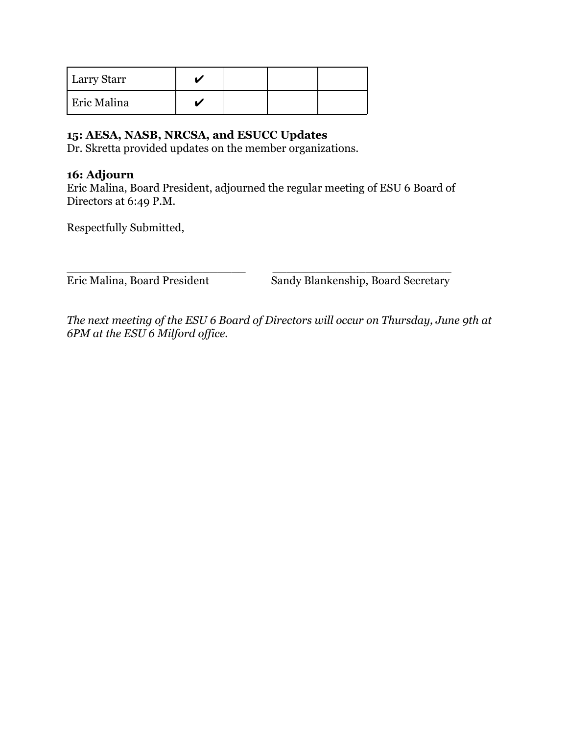| | | | | |
|---|---|---|---|---|
| Larry Starr | ✔ | | | |
| Eric Malina | ✔ | | | |

**15: AESA, NASB, NRCSA, and ESUCC Updates**
Dr. Skretta provided updates on the member organizations.

**16: Adjourn**
Eric Malina, Board President, adjourned the regular meeting of ESU 6 Board of Directors at 6:49 P.M.

Respectfully Submitted,

\_\_\_\_\_\_\_\_\_\_\_\_\_\_\_\_\_\_\_\_\_\_\_\_\_\_ \_\_\_\_\_\_\_\_\_\_\_\_\_\_\_\_\_\_\_\_\_\_\_\_\_\_
Eric Malina, Board President Sandy Blankenship, Board Secretary

*The next meeting of the ESU 6 Board of Directors will occur on Thursday, June 9th at 6PM at the ESU 6 Milford office.*